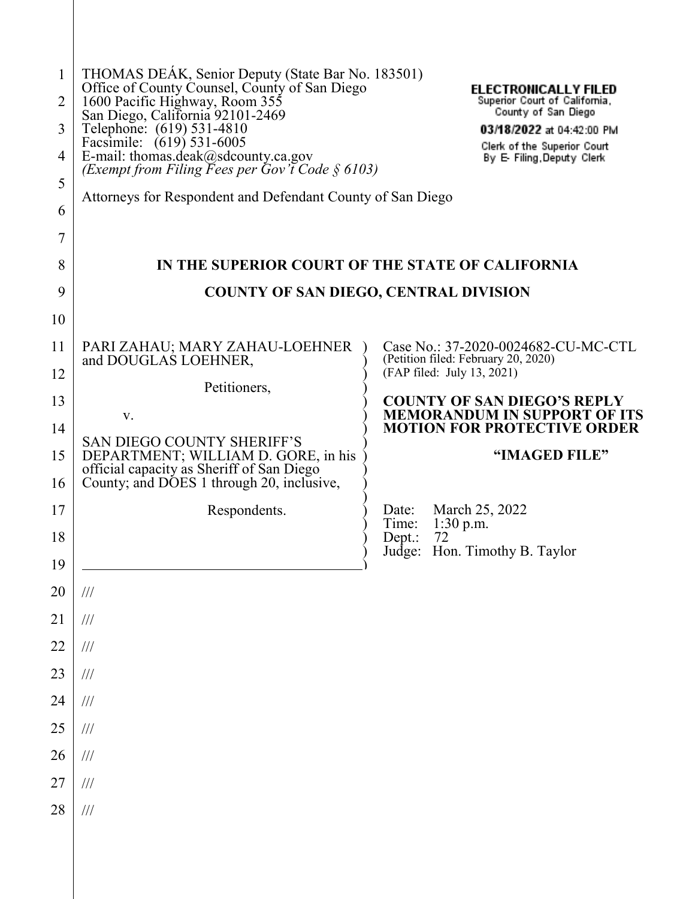THOMAS DEÁK, Senior Deputy (State Bar No. 183501)
Office of County Counsel, County of San Diego
1600 Pacific Highway, Room 355
San Diego, California 92101-2469
Telephone: (619) 531-4810
Facsimile: (619) 531-6005
E-mail: thomas.deak@sdcounty.ca.gov
*(Exempt from Filing Fees per Gov't Code § 6103)*

**ELECTRONICALLY FILED**
Superior Court of California,
County of San Diego
**03/18/2022** at 04:42:00 PM
Clerk of the Superior Court
By E- Filing,Deputy Clerk

Attorneys for Respondent and Defendant County of San Diego

**IN THE SUPERIOR COURT OF THE STATE OF CALIFORNIA**

**COUNTY OF SAN DIEGO, CENTRAL DIVISION**

PARI ZAHAU; MARY ZAHAU-LOEHNER and DOUGLAS LOEHNER,

Petitioners,

v.

SAN DIEGO COUNTY SHERIFF'S DEPARTMENT; WILLIAM D. GORE, in his official capacity as Sheriff of San Diego County; and DOES 1 through 20, inclusive,

Respondents.

Case No.: 37-2020-0024682-CU-MC-CTL
(Petition filed: February 20, 2020)
(FAP filed: July 13, 2021)

**COUNTY OF SAN DIEGO'S REPLY MEMORANDUM IN SUPPORT OF ITS MOTION FOR PROTECTIVE ORDER**

**"IMAGED FILE"**

Date: March 25, 2022
Time: 1:30 p.m.
Dept.: 72
Judge: Hon. Timothy B. Taylor

///
///
///
///
///
///
///
///
///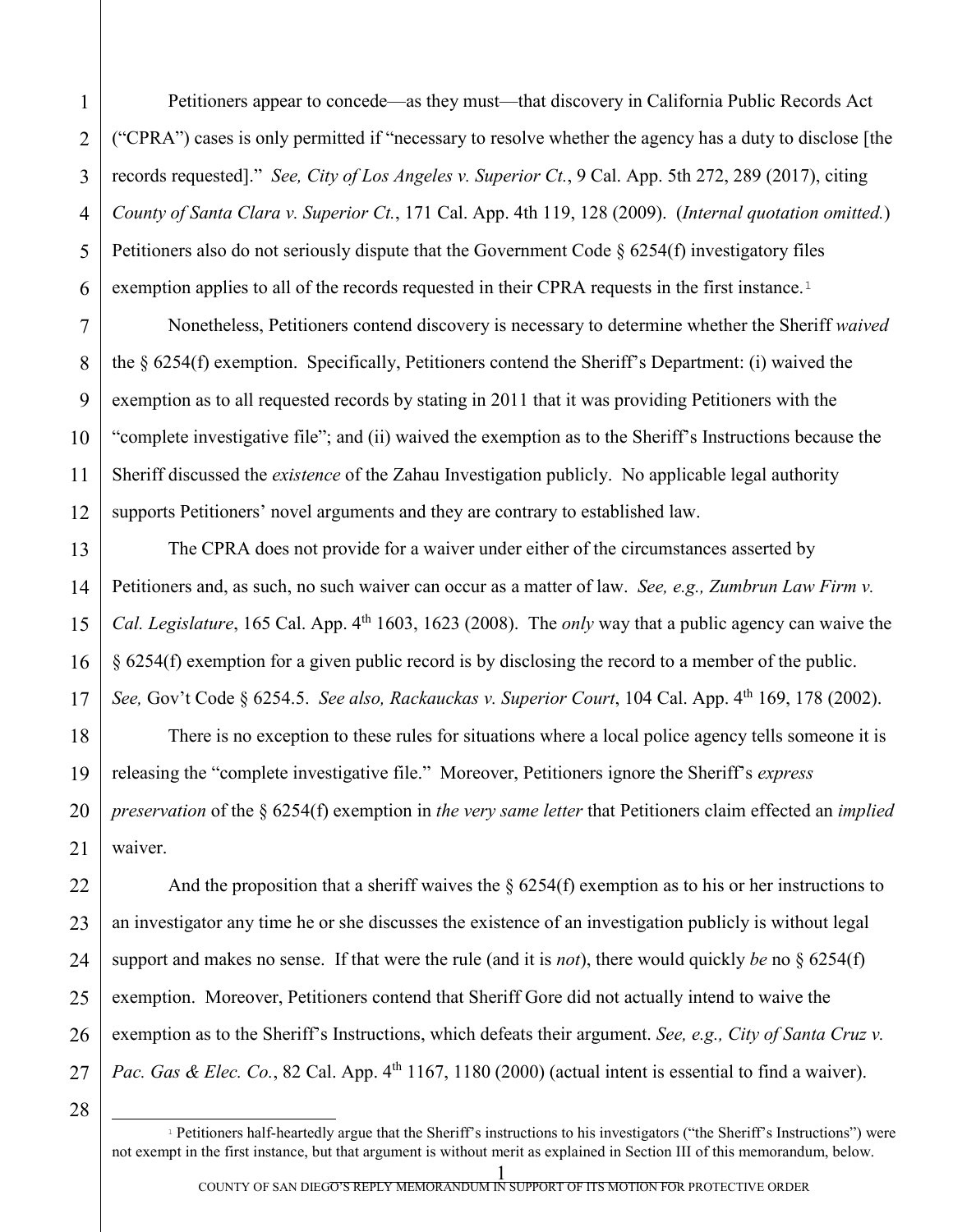Petitioners appear to concede—as they must—that discovery in California Public Records Act ("CPRA") cases is only permitted if "necessary to resolve whether the agency has a duty to disclose [the records requested]." *See, City of Los Angeles v. Superior Ct.*, 9 Cal. App. 5th 272, 289 (2017), citing *County of Santa Clara v. Superior Ct.*, 171 Cal. App. 4th 119, 128 (2009). (*Internal quotation omitted.*) Petitioners also do not seriously dispute that the Government Code § 6254(f) investigatory files exemption applies to all of the records requested in their CPRA requests in the first instance.[1]

Nonetheless, Petitioners contend discovery is necessary to determine whether the Sheriff *waived* the § 6254(f) exemption. Specifically, Petitioners contend the Sheriff's Department: (i) waived the exemption as to all requested records by stating in 2011 that it was providing Petitioners with the "complete investigative file"; and (ii) waived the exemption as to the Sheriff's Instructions because the Sheriff discussed the *existence* of the Zahau Investigation publicly. No applicable legal authority supports Petitioners' novel arguments and they are contrary to established law.

The CPRA does not provide for a waiver under either of the circumstances asserted by Petitioners and, as such, no such waiver can occur as a matter of law. *See, e.g., Zumbrun Law Firm v. Cal. Legislature*, 165 Cal. App. 4th 1603, 1623 (2008). The *only* way that a public agency can waive the § 6254(f) exemption for a given public record is by disclosing the record to a member of the public. *See,* Gov't Code § 6254.5. *See also, Rackauckas v. Superior Court*, 104 Cal. App. 4th 169, 178 (2002).

There is no exception to these rules for situations where a local police agency tells someone it is releasing the "complete investigative file." Moreover, Petitioners ignore the Sheriff's *express preservation* of the § 6254(f) exemption in *the very same letter* that Petitioners claim effected an *implied* waiver.

And the proposition that a sheriff waives the § 6254(f) exemption as to his or her instructions to an investigator any time he or she discusses the existence of an investigation publicly is without legal support and makes no sense. If that were the rule (and it is *not*), there would quickly *be* no § 6254(f) exemption. Moreover, Petitioners contend that Sheriff Gore did not actually intend to waive the exemption as to the Sheriff's Instructions, which defeats their argument. *See, e.g., City of Santa Cruz v. Pac. Gas & Elec. Co.*, 82 Cal. App. 4th 1167, 1180 (2000) (actual intent is essential to find a waiver).

[1] Petitioners half-heartedly argue that the Sheriff's instructions to his investigators ("the Sheriff's Instructions") were not exempt in the first instance, but that argument is without merit as explained in Section III of this memorandum, below.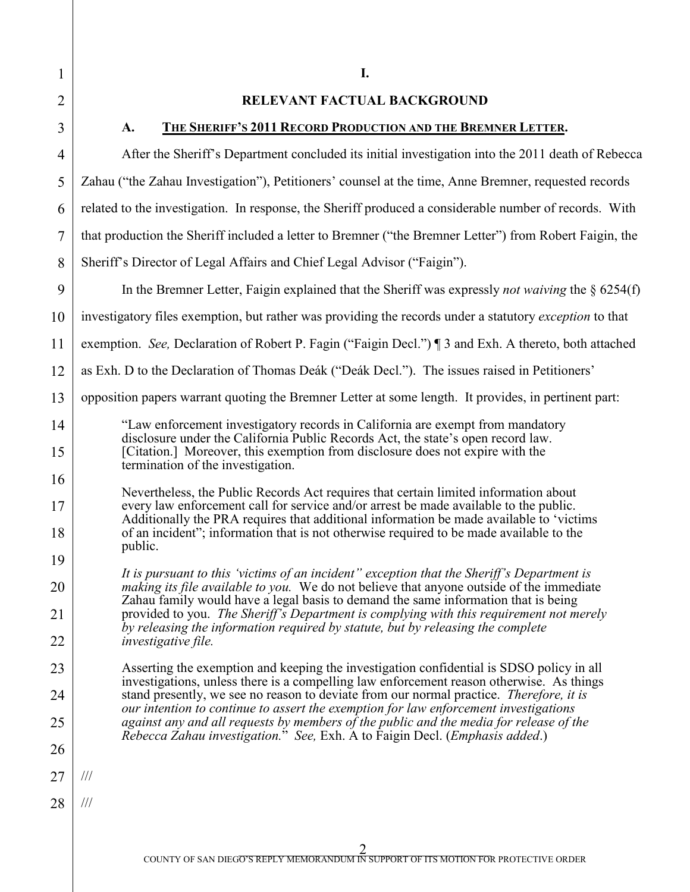## I.

## RELEVANT FACTUAL BACKGROUND

### A. THE SHERIFF'S 2011 RECORD PRODUCTION AND THE BREMNER LETTER.

After the Sheriff's Department concluded its initial investigation into the 2011 death of Rebecca Zahau ("the Zahau Investigation"), Petitioners' counsel at the time, Anne Bremner, requested records related to the investigation. In response, the Sheriff produced a considerable number of records. With that production the Sheriff included a letter to Bremner ("the Bremner Letter") from Robert Faigin, the Sheriff's Director of Legal Affairs and Chief Legal Advisor ("Faigin").

In the Bremner Letter, Faigin explained that the Sheriff was expressly *not waiving* the § 6254(f) investigatory files exemption, but rather was providing the records under a statutory *exception* to that exemption. *See,* Declaration of Robert P. Fagin ("Faigin Decl.") ¶ 3 and Exh. A thereto, both attached as Exh. D to the Declaration of Thomas Deák ("Deák Decl."). The issues raised in Petitioners' opposition papers warrant quoting the Bremner Letter at some length. It provides, in pertinent part:

> "Law enforcement investigatory records in California are exempt from mandatory disclosure under the California Public Records Act, the state's open record law. [Citation.] Moreover, this exemption from disclosure does not expire with the termination of the investigation.
>
> Nevertheless, the Public Records Act requires that certain limited information about every law enforcement call for service and/or arrest be made available to the public. Additionally the PRA requires that additional information be made available to 'victims of an incident"; information that is not otherwise required to be made available to the public.
>
> *It is pursuant to this 'victims of an incident" exception that the Sheriff's Department is making its file available to you.* We do not believe that anyone outside of the immediate Zahau family would have a legal basis to demand the same information that is being provided to you. *The Sheriff's Department is complying with this requirement not merely by releasing the information required by statute, but by releasing the complete investigative file.*
>
> Asserting the exemption and keeping the investigation confidential is SDSO policy in all investigations, unless there is a compelling law enforcement reason otherwise. As things stand presently, we see no reason to deviate from our normal practice. *Therefore, it is our intention to continue to assert the exemption for law enforcement investigations against any and all requests by members of the public and the media for release of the Rebecca Zahau investigation.*" *See,* Exh. A to Faigin Decl. (*Emphasis added*.)

///

///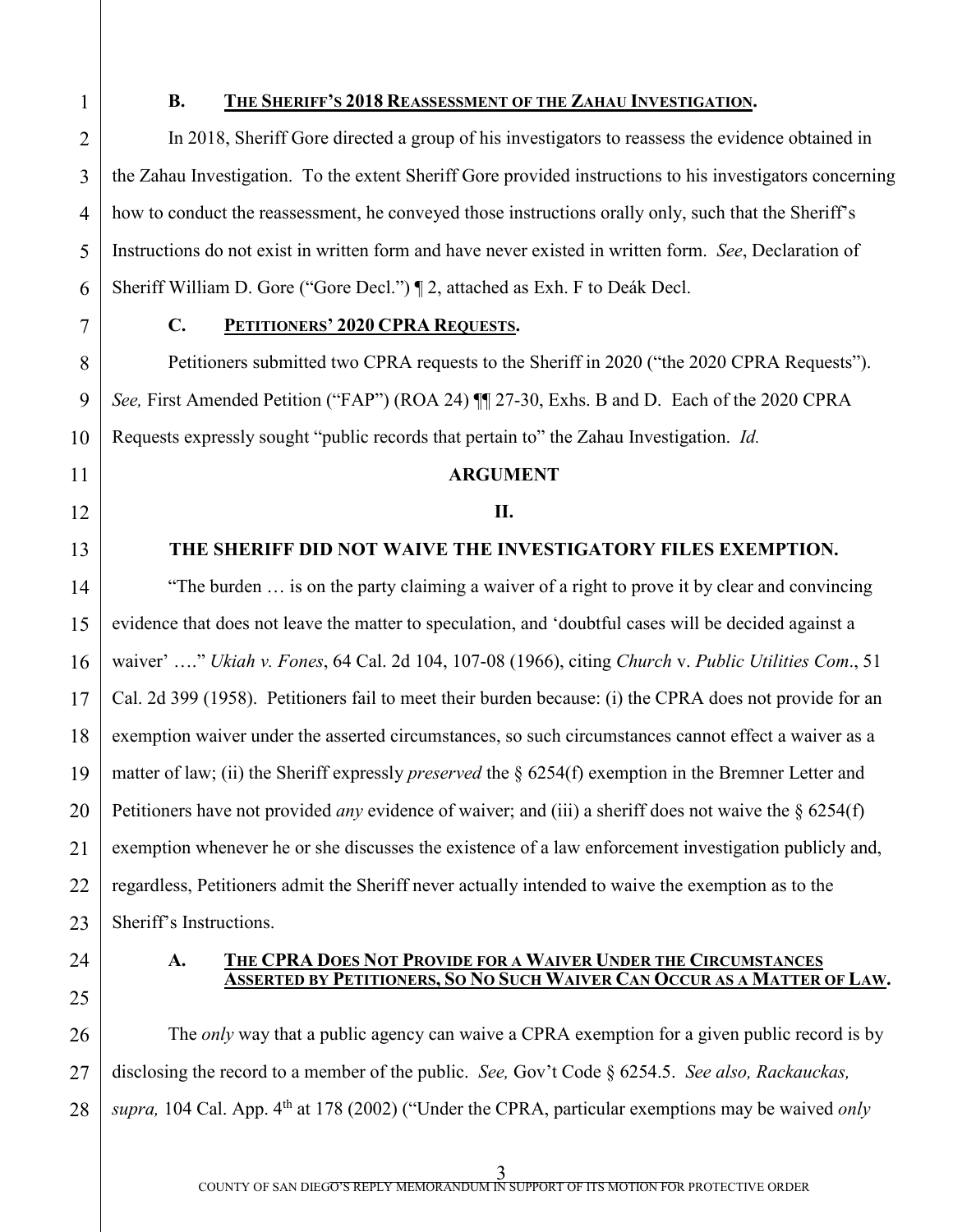### B. THE SHERIFF'S 2018 REASSESSMENT OF THE ZAHAU INVESTIGATION.

In 2018, Sheriff Gore directed a group of his investigators to reassess the evidence obtained in the Zahau Investigation. To the extent Sheriff Gore provided instructions to his investigators concerning how to conduct the reassessment, he conveyed those instructions orally only, such that the Sheriff's Instructions do not exist in written form and have never existed in written form. *See*, Declaration of Sheriff William D. Gore ("Gore Decl.") ¶ 2, attached as Exh. F to Deák Decl.

### C. PETITIONERS' 2020 CPRA REQUESTS.

Petitioners submitted two CPRA requests to the Sheriff in 2020 ("the 2020 CPRA Requests"). *See,* First Amended Petition ("FAP") (ROA 24) ¶¶ 27-30, Exhs. B and D. Each of the 2020 CPRA Requests expressly sought "public records that pertain to" the Zahau Investigation. *Id.*

## ARGUMENT

## II.

## THE SHERIFF DID NOT WAIVE THE INVESTIGATORY FILES EXEMPTION.

"The burden … is on the party claiming a waiver of a right to prove it by clear and convincing evidence that does not leave the matter to speculation, and 'doubtful cases will be decided against a waiver' …." *Ukiah v. Fones*, 64 Cal. 2d 104, 107-08 (1966), citing *Church* v. *Public Utilities Com*., 51 Cal. 2d 399 (1958). Petitioners fail to meet their burden because: (i) the CPRA does not provide for an exemption waiver under the asserted circumstances, so such circumstances cannot effect a waiver as a matter of law; (ii) the Sheriff expressly *preserved* the § 6254(f) exemption in the Bremner Letter and Petitioners have not provided *any* evidence of waiver; and (iii) a sheriff does not waive the § 6254(f) exemption whenever he or she discusses the existence of a law enforcement investigation publicly and, regardless, Petitioners admit the Sheriff never actually intended to waive the exemption as to the Sheriff's Instructions.

### A. THE CPRA DOES NOT PROVIDE FOR A WAIVER UNDER THE CIRCUMSTANCES ASSERTED BY PETITIONERS, SO NO SUCH WAIVER CAN OCCUR AS A MATTER OF LAW.

The *only* way that a public agency can waive a CPRA exemption for a given public record is by disclosing the record to a member of the public. *See,* Gov't Code § 6254.5. *See also, Rackauckas, supra,* 104 Cal. App. 4th at 178 (2002) ("Under the CPRA, particular exemptions may be waived *only*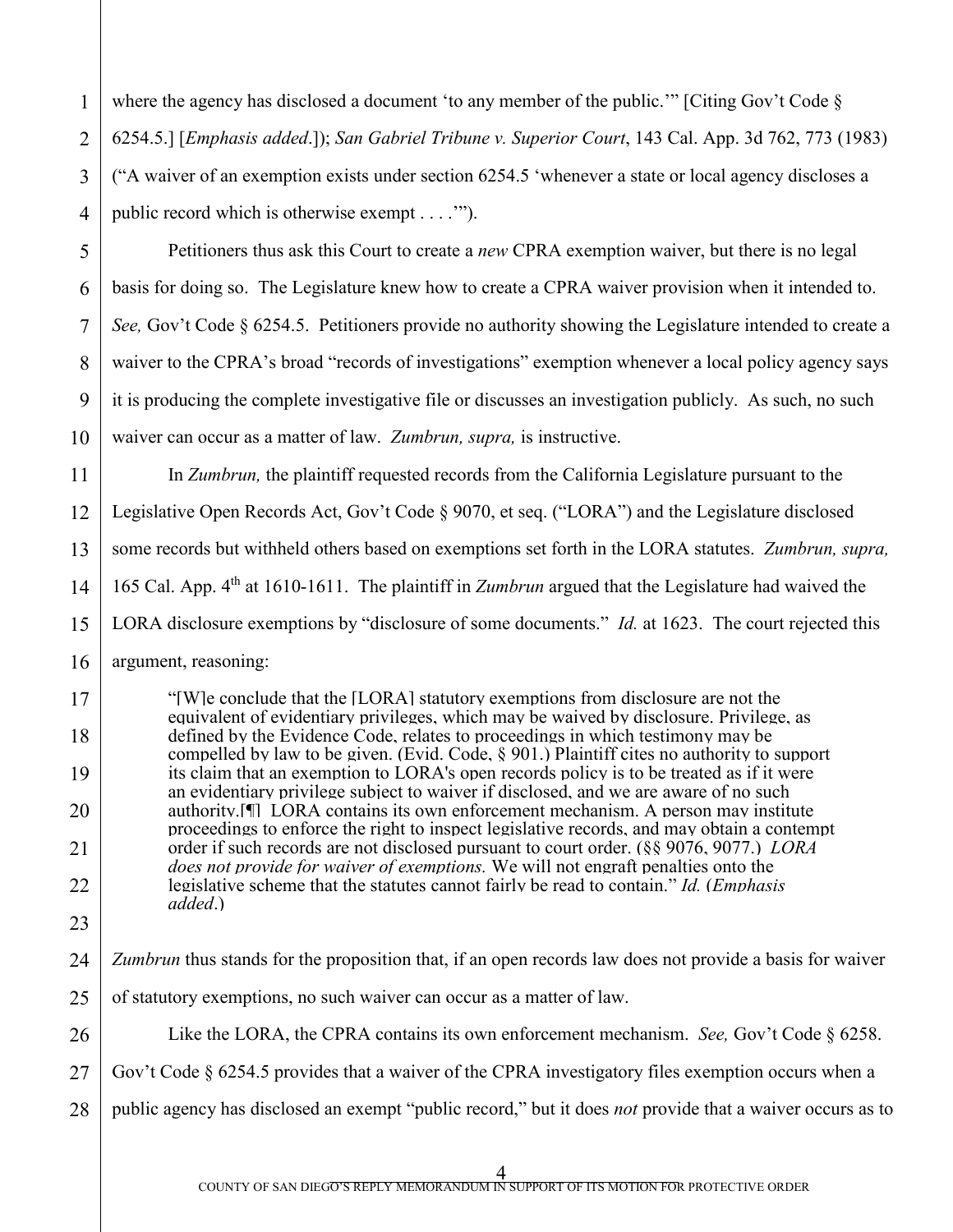where the agency has disclosed a document 'to any member of the public.'" [Citing Gov't Code § 6254.5.] [*Emphasis added*.]); *San Gabriel Tribune v. Superior Court*, 143 Cal. App. 3d 762, 773 (1983) ("A waiver of an exemption exists under section 6254.5 'whenever a state or local agency discloses a public record which is otherwise exempt . . . .'").

Petitioners thus ask this Court to create a *new* CPRA exemption waiver, but there is no legal basis for doing so. The Legislature knew how to create a CPRA waiver provision when it intended to. *See,* Gov't Code § 6254.5. Petitioners provide no authority showing the Legislature intended to create a waiver to the CPRA's broad "records of investigations" exemption whenever a local policy agency says it is producing the complete investigative file or discusses an investigation publicly. As such, no such waiver can occur as a matter of law. *Zumbrun, supra,* is instructive.

In *Zumbrun,* the plaintiff requested records from the California Legislature pursuant to the Legislative Open Records Act, Gov't Code § 9070, et seq. ("LORA") and the Legislature disclosed some records but withheld others based on exemptions set forth in the LORA statutes. *Zumbrun, supra,* 165 Cal. App. 4th at 1610-1611. The plaintiff in *Zumbrun* argued that the Legislature had waived the LORA disclosure exemptions by "disclosure of some documents." *Id.* at 1623. The court rejected this argument, reasoning:

> "[W]e conclude that the [LORA] statutory exemptions from disclosure are not the equivalent of evidentiary privileges, which may be waived by disclosure. Privilege, as defined by the Evidence Code, relates to proceedings in which testimony may be compelled by law to be given. (Evid. Code, § 901.) Plaintiff cites no authority to support its claim that an exemption to LORA's open records policy is to be treated as if it were an evidentiary privilege subject to waiver if disclosed, and we are aware of no such authority.[¶] LORA contains its own enforcement mechanism. A person may institute proceedings to enforce the right to inspect legislative records, and may obtain a contempt order if such records are not disclosed pursuant to court order. (§§ 9076, 9077.) *LORA does not provide for waiver of exemptions.* We will not engraft penalties onto the legislative scheme that the statutes cannot fairly be read to contain." *Id.* (*Emphasis added*.)

*Zumbrun* thus stands for the proposition that, if an open records law does not provide a basis for waiver of statutory exemptions, no such waiver can occur as a matter of law.

Like the LORA, the CPRA contains its own enforcement mechanism. *See,* Gov't Code § 6258. Gov't Code § 6254.5 provides that a waiver of the CPRA investigatory files exemption occurs when a public agency has disclosed an exempt "public record," but it does *not* provide that a waiver occurs as to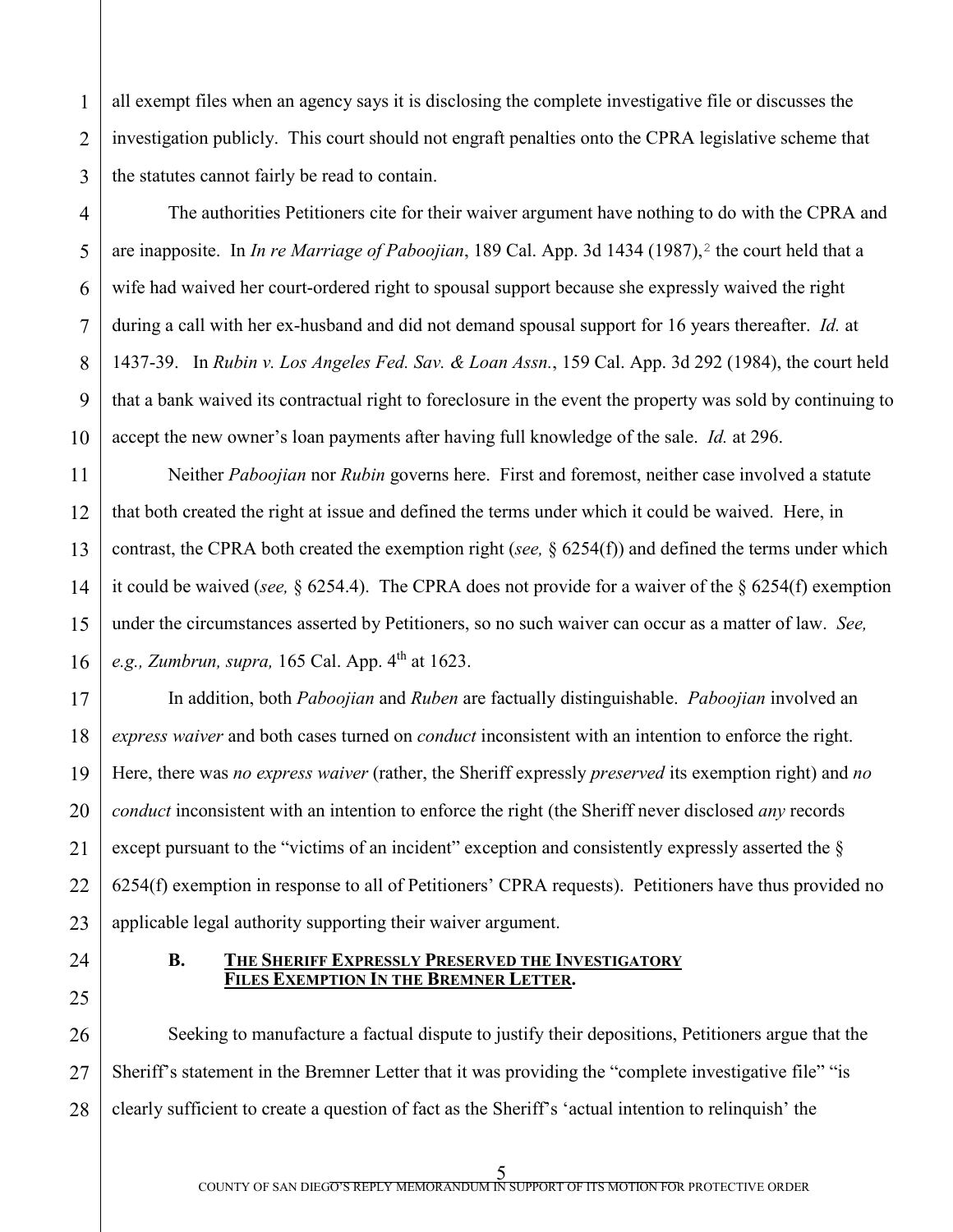all exempt files when an agency says it is disclosing the complete investigative file or discusses the investigation publicly. This court should not engraft penalties onto the CPRA legislative scheme that the statutes cannot fairly be read to contain.

The authorities Petitioners cite for their waiver argument have nothing to do with the CPRA and are inapposite. In *In re Marriage of Paboojian*, 189 Cal. App. 3d 1434 (1987),[2] the court held that a wife had waived her court-ordered right to spousal support because she expressly waived the right during a call with her ex-husband and did not demand spousal support for 16 years thereafter. *Id.* at 1437-39. In *Rubin v. Los Angeles Fed. Sav. & Loan Assn.*, 159 Cal. App. 3d 292 (1984), the court held that a bank waived its contractual right to foreclosure in the event the property was sold by continuing to accept the new owner's loan payments after having full knowledge of the sale. *Id.* at 296.

Neither *Paboojian* nor *Rubin* governs here. First and foremost, neither case involved a statute that both created the right at issue and defined the terms under which it could be waived. Here, in contrast, the CPRA both created the exemption right (*see,* § 6254(f)) and defined the terms under which it could be waived (*see,* § 6254.4). The CPRA does not provide for a waiver of the § 6254(f) exemption under the circumstances asserted by Petitioners, so no such waiver can occur as a matter of law. *See, e.g., Zumbrun, supra,* 165 Cal. App. 4th at 1623.

In addition, both *Paboojian* and *Ruben* are factually distinguishable. *Paboojian* involved an *express waiver* and both cases turned on *conduct* inconsistent with an intention to enforce the right. Here, there was *no express waiver* (rather, the Sheriff expressly *preserved* its exemption right) and *no conduct* inconsistent with an intention to enforce the right (the Sheriff never disclosed *any* records except pursuant to the "victims of an incident" exception and consistently expressly asserted the § 6254(f) exemption in response to all of Petitioners' CPRA requests). Petitioners have thus provided no applicable legal authority supporting their waiver argument.

### B. THE SHERIFF EXPRESSLY PRESERVED THE INVESTIGATORY FILES EXEMPTION IN THE BREMNER LETTER.

Seeking to manufacture a factual dispute to justify their depositions, Petitioners argue that the Sheriff's statement in the Bremner Letter that it was providing the "complete investigative file" "is clearly sufficient to create a question of fact as the Sheriff's 'actual intention to relinquish' the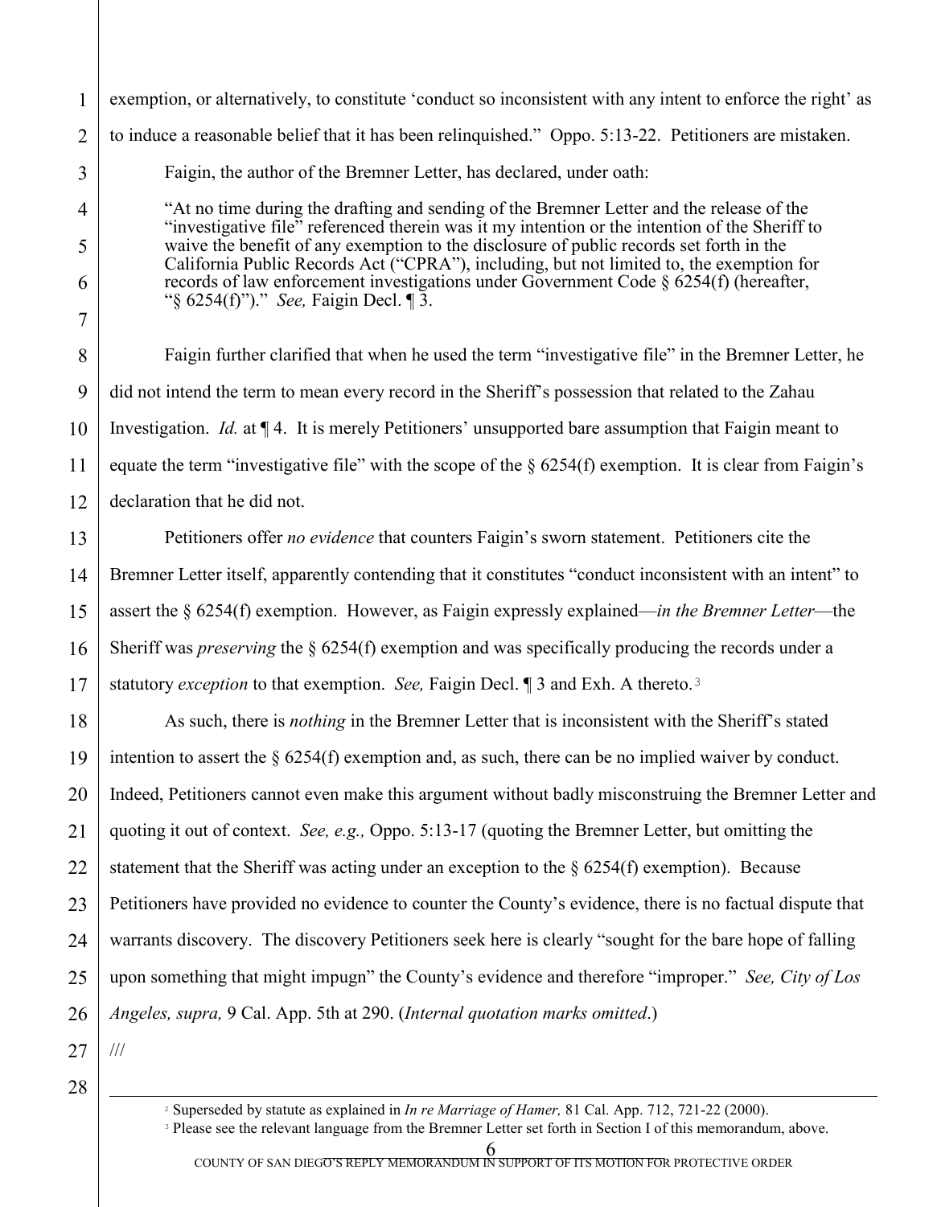exemption, or alternatively, to constitute 'conduct so inconsistent with any intent to enforce the right' as to induce a reasonable belief that it has been relinquished." Oppo. 5:13-22. Petitioners are mistaken.

Faigin, the author of the Bremner Letter, has declared, under oath:

> "At no time during the drafting and sending of the Bremner Letter and the release of the "investigative file" referenced therein was it my intention or the intention of the Sheriff to waive the benefit of any exemption to the disclosure of public records set forth in the California Public Records Act ("CPRA"), including, but not limited to, the exemption for records of law enforcement investigations under Government Code § 6254(f) (hereafter, "§ 6254(f)")." *See,* Faigin Decl. ¶ 3.

Faigin further clarified that when he used the term "investigative file" in the Bremner Letter, he did not intend the term to mean every record in the Sheriff's possession that related to the Zahau Investigation. *Id.* at ¶ 4. It is merely Petitioners' unsupported bare assumption that Faigin meant to equate the term "investigative file" with the scope of the § 6254(f) exemption. It is clear from Faigin's declaration that he did not.

Petitioners offer *no evidence* that counters Faigin's sworn statement. Petitioners cite the Bremner Letter itself, apparently contending that it constitutes "conduct inconsistent with an intent" to assert the § 6254(f) exemption. However, as Faigin expressly explained—*in the Bremner Letter*—the Sheriff was *preserving* the § 6254(f) exemption and was specifically producing the records under a statutory *exception* to that exemption. *See,* Faigin Decl. ¶ 3 and Exh. A thereto.[3]

As such, there is *nothing* in the Bremner Letter that is inconsistent with the Sheriff's stated intention to assert the § 6254(f) exemption and, as such, there can be no implied waiver by conduct. Indeed, Petitioners cannot even make this argument without badly misconstruing the Bremner Letter and quoting it out of context. *See, e.g.,* Oppo. 5:13-17 (quoting the Bremner Letter, but omitting the statement that the Sheriff was acting under an exception to the § 6254(f) exemption). Because Petitioners have provided no evidence to counter the County's evidence, there is no factual dispute that warrants discovery. The discovery Petitioners seek here is clearly "sought for the bare hope of falling upon something that might impugn" the County's evidence and therefore "improper." *See, City of Los Angeles, supra,* 9 Cal. App. 5th at 290. (*Internal quotation marks omitted*.)

///

---

[2] Superseded by statute as explained in *In re Marriage of Hamer,* 81 Cal. App. 712, 721-22 (2000).

[3] Please see the relevant language from the Bremner Letter set forth in Section I of this memorandum, above.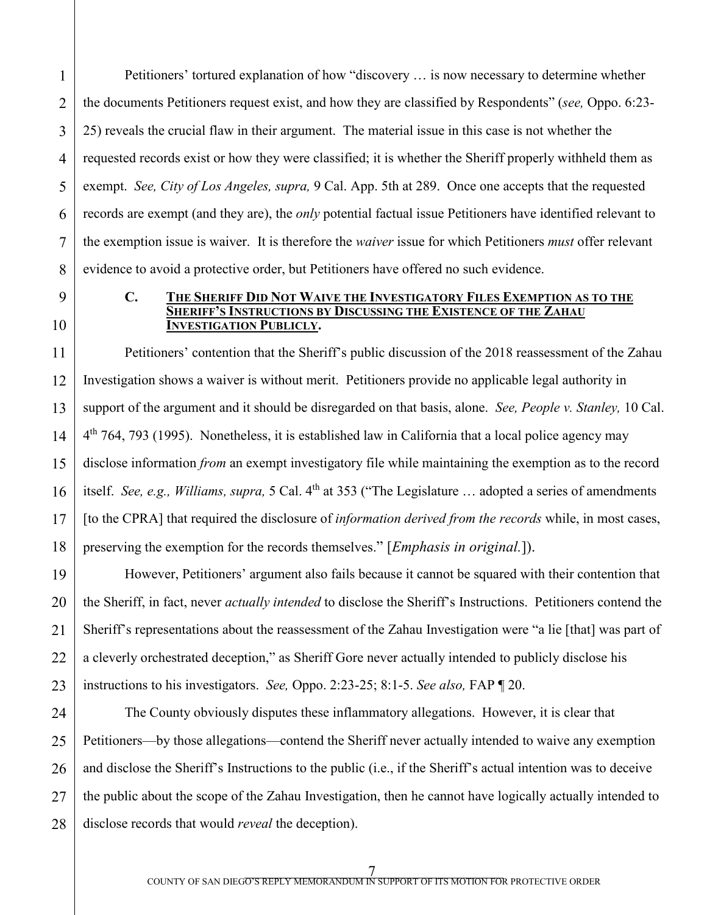Petitioners' tortured explanation of how "discovery … is now necessary to determine whether the documents Petitioners request exist, and how they are classified by Respondents" (*see,* Oppo. 6:23-25) reveals the crucial flaw in their argument. The material issue in this case is not whether the requested records exist or how they were classified; it is whether the Sheriff properly withheld them as exempt. *See, City of Los Angeles, supra,* 9 Cal. App. 5th at 289. Once one accepts that the requested records are exempt (and they are), the *only* potential factual issue Petitioners have identified relevant to the exemption issue is waiver. It is therefore the *waiver* issue for which Petitioners *must* offer relevant evidence to avoid a protective order, but Petitioners have offered no such evidence.

### C. THE SHERIFF DID NOT WAIVE THE INVESTIGATORY FILES EXEMPTION AS TO THE SHERIFF'S INSTRUCTIONS BY DISCUSSING THE EXISTENCE OF THE ZAHAU INVESTIGATION PUBLICLY.

Petitioners' contention that the Sheriff's public discussion of the 2018 reassessment of the Zahau Investigation shows a waiver is without merit. Petitioners provide no applicable legal authority in support of the argument and it should be disregarded on that basis, alone. *See, People v. Stanley,* 10 Cal. 4th 764, 793 (1995). Nonetheless, it is established law in California that a local police agency may disclose information *from* an exempt investigatory file while maintaining the exemption as to the record itself. *See, e.g., Williams, supra,* 5 Cal. 4th at 353 ("The Legislature … adopted a series of amendments [to the CPRA] that required the disclosure of *information derived from the records* while, in most cases, preserving the exemption for the records themselves." [*Emphasis in original.*]).

However, Petitioners' argument also fails because it cannot be squared with their contention that the Sheriff, in fact, never *actually intended* to disclose the Sheriff's Instructions. Petitioners contend the Sheriff's representations about the reassessment of the Zahau Investigation were "a lie [that] was part of a cleverly orchestrated deception," as Sheriff Gore never actually intended to publicly disclose his instructions to his investigators. *See,* Oppo. 2:23-25; 8:1-5. *See also,* FAP ¶ 20.

The County obviously disputes these inflammatory allegations. However, it is clear that Petitioners—by those allegations—contend the Sheriff never actually intended to waive any exemption and disclose the Sheriff's Instructions to the public (i.e., if the Sheriff's actual intention was to deceive the public about the scope of the Zahau Investigation, then he cannot have logically actually intended to disclose records that would *reveal* the deception).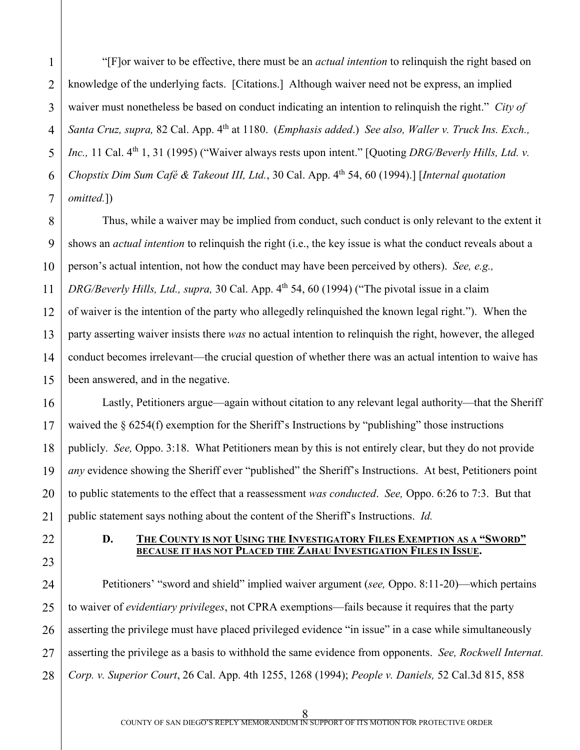"[F]or waiver to be effective, there must be an *actual intention* to relinquish the right based on knowledge of the underlying facts. [Citations.] Although waiver need not be express, an implied waiver must nonetheless be based on conduct indicating an intention to relinquish the right." *City of Santa Cruz, supra,* 82 Cal. App. 4th at 1180. (*Emphasis added*.) *See also, Waller v. Truck Ins. Exch., Inc.,* 11 Cal. 4th 1, 31 (1995) ("Waiver always rests upon intent." [Quoting *DRG/Beverly Hills, Ltd. v. Chopstix Dim Sum Café & Takeout III, Ltd.*, 30 Cal. App. 4th 54, 60 (1994).] [*Internal quotation omitted.*])

Thus, while a waiver may be implied from conduct, such conduct is only relevant to the extent it shows an *actual intention* to relinquish the right (i.e., the key issue is what the conduct reveals about a person's actual intention, not how the conduct may have been perceived by others). *See, e.g., DRG/Beverly Hills, Ltd., supra,* 30 Cal. App. 4th 54, 60 (1994) ("The pivotal issue in a claim of waiver is the intention of the party who allegedly relinquished the known legal right."). When the party asserting waiver insists there *was* no actual intention to relinquish the right, however, the alleged conduct becomes irrelevant—the crucial question of whether there was an actual intention to waive has been answered, and in the negative.

Lastly, Petitioners argue—again without citation to any relevant legal authority—that the Sheriff waived the § 6254(f) exemption for the Sheriff's Instructions by "publishing" those instructions publicly. *See,* Oppo. 3:18. What Petitioners mean by this is not entirely clear, but they do not provide *any* evidence showing the Sheriff ever "published" the Sheriff's Instructions. At best, Petitioners point to public statements to the effect that a reassessment *was conducted*. *See,* Oppo. 6:26 to 7:3. But that public statement says nothing about the content of the Sheriff's Instructions. *Id.*

### D. THE COUNTY IS NOT USING THE INVESTIGATORY FILES EXEMPTION AS A "SWORD" BECAUSE IT HAS NOT PLACED THE ZAHAU INVESTIGATION FILES IN ISSUE.

Petitioners' "sword and shield" implied waiver argument (*see,* Oppo. 8:11-20)—which pertains to waiver of *evidentiary privileges*, not CPRA exemptions—fails because it requires that the party asserting the privilege must have placed privileged evidence "in issue" in a case while simultaneously asserting the privilege as a basis to withhold the same evidence from opponents. *See, Rockwell Internat. Corp. v. Superior Court*, 26 Cal. App. 4th 1255, 1268 (1994); *People v. Daniels,* 52 Cal.3d 815, 858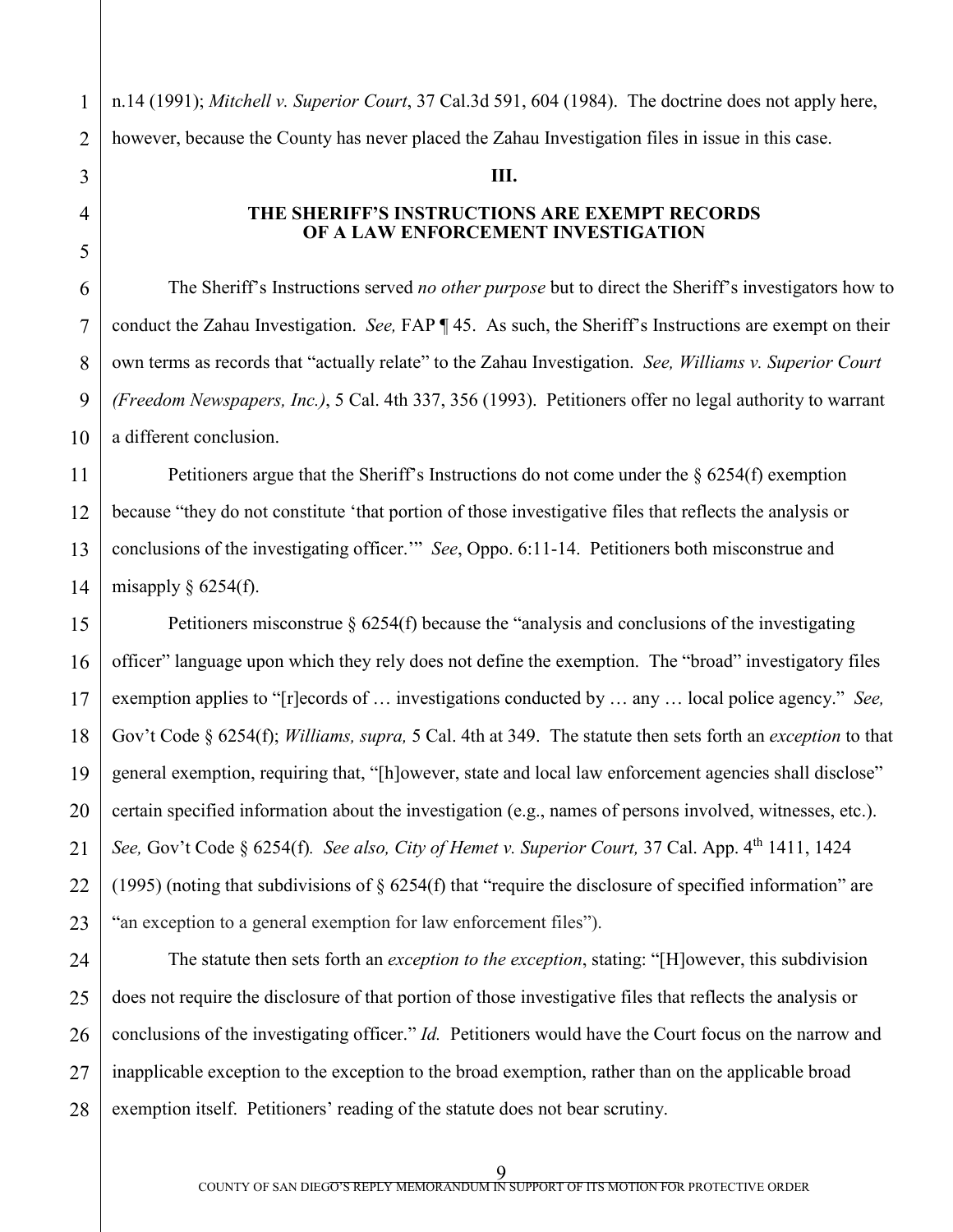n.14 (1991); *Mitchell v. Superior Court*, 37 Cal.3d 591, 604 (1984). The doctrine does not apply here, however, because the County has never placed the Zahau Investigation files in issue in this case.

## III.

## THE SHERIFF'S INSTRUCTIONS ARE EXEMPT RECORDS OF A LAW ENFORCEMENT INVESTIGATION

The Sheriff's Instructions served *no other purpose* but to direct the Sheriff's investigators how to conduct the Zahau Investigation. *See,* FAP ¶ 45. As such, the Sheriff's Instructions are exempt on their own terms as records that "actually relate" to the Zahau Investigation. *See, Williams v. Superior Court (Freedom Newspapers, Inc.)*, 5 Cal. 4th 337, 356 (1993). Petitioners offer no legal authority to warrant a different conclusion.

Petitioners argue that the Sheriff's Instructions do not come under the § 6254(f) exemption because "they do not constitute 'that portion of those investigative files that reflects the analysis or conclusions of the investigating officer.'" *See*, Oppo. 6:11-14. Petitioners both misconstrue and misapply § 6254(f).

Petitioners misconstrue § 6254(f) because the "analysis and conclusions of the investigating officer" language upon which they rely does not define the exemption. The "broad" investigatory files exemption applies to "[r]ecords of … investigations conducted by … any … local police agency." *See,* Gov't Code § 6254(f); *Williams, supra,* 5 Cal. 4th at 349. The statute then sets forth an *exception* to that general exemption, requiring that, "[h]owever, state and local law enforcement agencies shall disclose" certain specified information about the investigation (e.g., names of persons involved, witnesses, etc.). *See,* Gov't Code § 6254(f)*. See also, City of Hemet v. Superior Court,* 37 Cal. App. 4th 1411, 1424 (1995) (noting that subdivisions of § 6254(f) that "require the disclosure of specified information" are "an exception to a general exemption for law enforcement files").

The statute then sets forth an *exception to the exception*, stating: "[H]owever, this subdivision does not require the disclosure of that portion of those investigative files that reflects the analysis or conclusions of the investigating officer." *Id.* Petitioners would have the Court focus on the narrow and inapplicable exception to the exception to the broad exemption, rather than on the applicable broad exemption itself. Petitioners' reading of the statute does not bear scrutiny.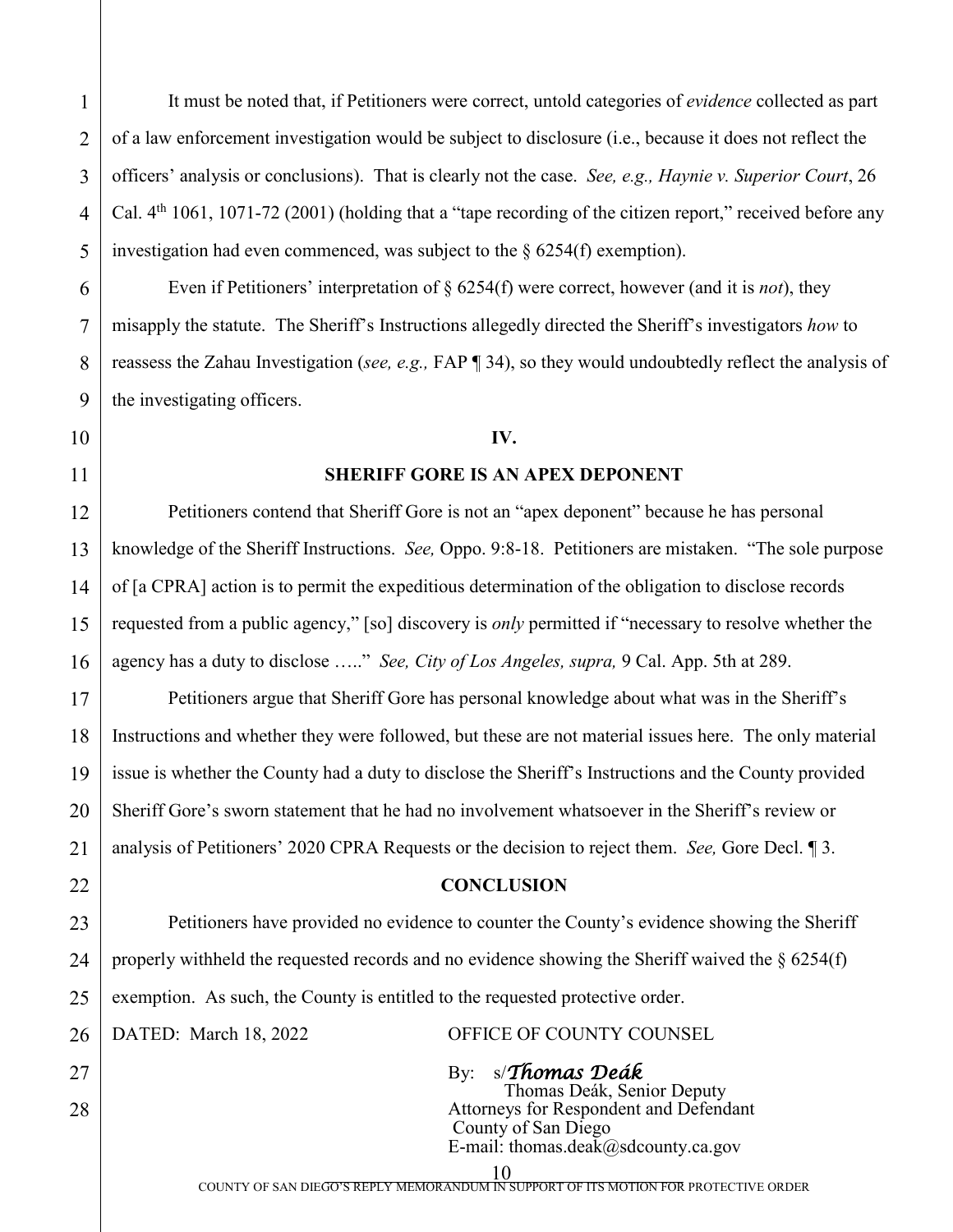It must be noted that, if Petitioners were correct, untold categories of *evidence* collected as part of a law enforcement investigation would be subject to disclosure (i.e., because it does not reflect the officers' analysis or conclusions). That is clearly not the case. *See, e.g., Haynie v. Superior Court*, 26 Cal. 4th 1061, 1071-72 (2001) (holding that a "tape recording of the citizen report," received before any investigation had even commenced, was subject to the § 6254(f) exemption).

Even if Petitioners' interpretation of § 6254(f) were correct, however (and it is *not*), they misapply the statute. The Sheriff's Instructions allegedly directed the Sheriff's investigators *how* to reassess the Zahau Investigation (*see, e.g.,* FAP ¶ 34), so they would undoubtedly reflect the analysis of the investigating officers.

## IV.

## SHERIFF GORE IS AN APEX DEPONENT

Petitioners contend that Sheriff Gore is not an "apex deponent" because he has personal knowledge of the Sheriff Instructions. *See,* Oppo. 9:8-18. Petitioners are mistaken. "The sole purpose of [a CPRA] action is to permit the expeditious determination of the obligation to disclose records requested from a public agency," [so] discovery is *only* permitted if "necessary to resolve whether the agency has a duty to disclose ….." *See, City of Los Angeles, supra,* 9 Cal. App. 5th at 289.

Petitioners argue that Sheriff Gore has personal knowledge about what was in the Sheriff's Instructions and whether they were followed, but these are not material issues here. The only material issue is whether the County had a duty to disclose the Sheriff's Instructions and the County provided Sheriff Gore's sworn statement that he had no involvement whatsoever in the Sheriff's review or analysis of Petitioners' 2020 CPRA Requests or the decision to reject them. *See,* Gore Decl. ¶ 3.

## CONCLUSION

Petitioners have provided no evidence to counter the County's evidence showing the Sheriff properly withheld the requested records and no evidence showing the Sheriff waived the § 6254(f) exemption. As such, the County is entitled to the requested protective order.

DATED: March 18, 2022

OFFICE OF COUNTY COUNSEL

By: s/*Thomas Deák*
Thomas Deák, Senior Deputy
Attorneys for Respondent and Defendant
County of San Diego
E-mail: thomas.deak@sdcounty.ca.gov